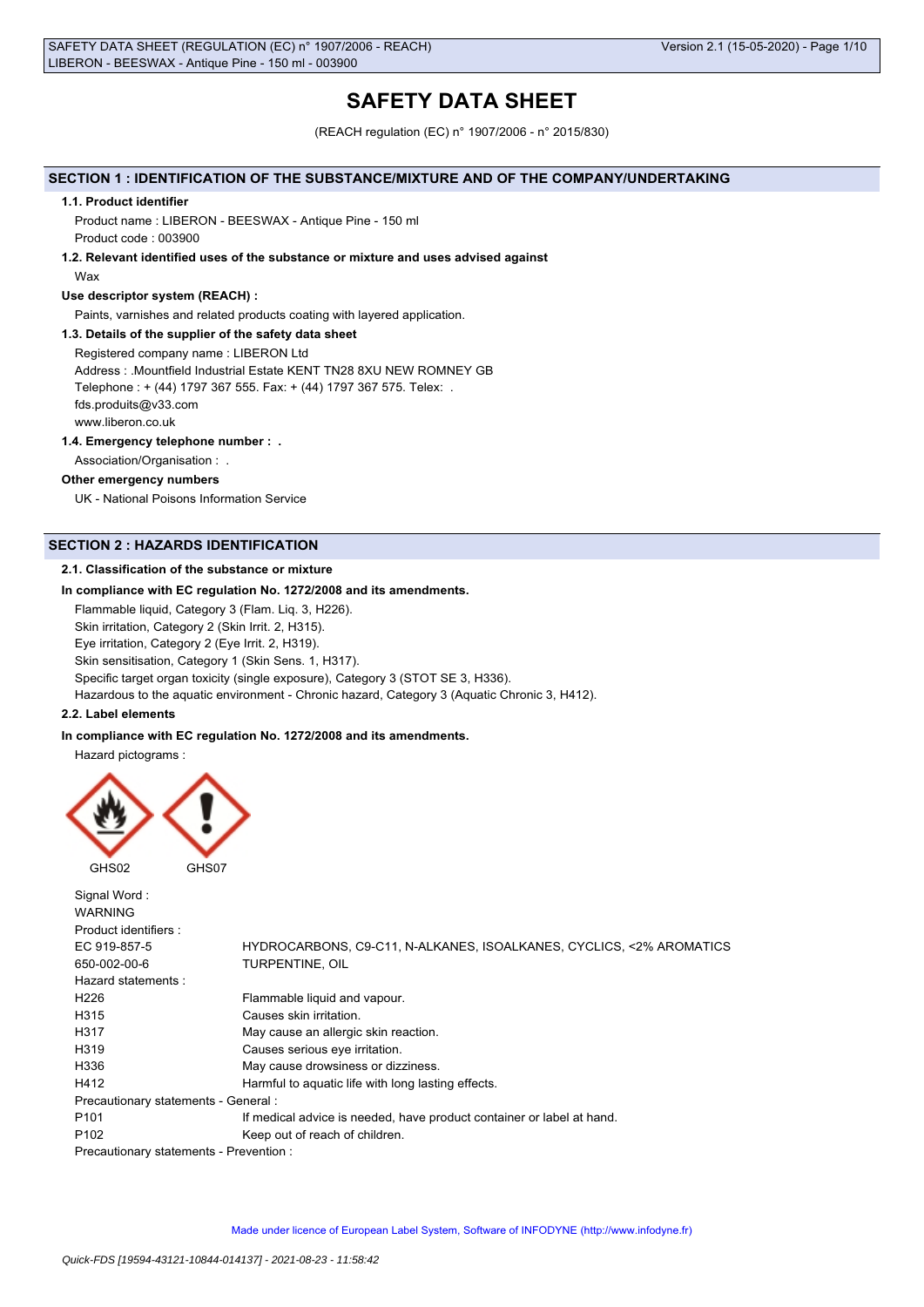# SAFETY DATA SHEET

(REACH regulation (EC) n° 1907/2006 - n° 2015/830)

## SECTION 1 : IDENTIFICATION OF THE SUBSTANCE/MIXTURE AND OF THE COMPANY/UNDERTAKING

### 1.1. Product identifier

Product name : LIBERON - BEESWAX - Antique Pine - 150 ml

Product code : 003900

### 1.2. Relevant identified uses of the substance or mixture and uses advised against

Wax

**Use descriptor system (REACH) :**

Paints, varnishes and related products coating with layered application.

### 1.3. Details of the supplier of the safety data sheet

Registered company name : LIBERON Ltd

Address : .Mountfield Industrial Estate KENT TN28 8XU NEW ROMNEY GB

Telephone : + (44) 1797 367 555. Fax: + (44) 1797 367 575. Telex: .

fds.produits@v33.com

www.liberon.co.uk

### 1.4. Emergency telephone number : .

Association/Organisation : .

**Other emergency numbers**

UK - National Poisons Information Service

## SECTION 2 : HAZARDS IDENTIFICATION

### 2.1. Classification of the substance or mixture

**In compliance with EC regulation No. 1272/2008 and its amendments.**

Flammable liquid, Category 3 (Flam. Liq. 3, H226).

Skin irritation, Category 2 (Skin Irrit. 2, H315).

Eye irritation, Category 2 (Eye Irrit. 2, H319).

Skin sensitisation, Category 1 (Skin Sens. 1, H317).

Specific target organ toxicity (single exposure), Category 3 (STOT SE 3, H336).

Hazardous to the aquatic environment - Chronic hazard, Category 3 (Aquatic Chronic 3, H412).

### 2.2. Label elements

**In compliance with EC regulation No. 1272/2008 and its amendments.**

Hazard pictograms :

GHS02 GHS07

Signal Word :

WARNING

Product identifiers :

| | |
|---|---|
| EC 919-857-5 | HYDROCARBONS, C9-C11, N-ALKANES, ISOALKANES, CYCLICS, <2% AROMATICS |
| 650-002-00-6 | TURPENTINE, OIL |

Hazard statements :

| | |
|---|---|
| H226 | Flammable liquid and vapour. |
| H315 | Causes skin irritation. |
| H317 | May cause an allergic skin reaction. |
| H319 | Causes serious eye irritation. |
| H336 | May cause drowsiness or dizziness. |
| H412 | Harmful to aquatic life with long lasting effects. |

Precautionary statements - General :

| | |
|---|---|
| P101 | If medical advice is needed, have product container or label at hand. |
| P102 | Keep out of reach of children. |

Precautionary statements - Prevention :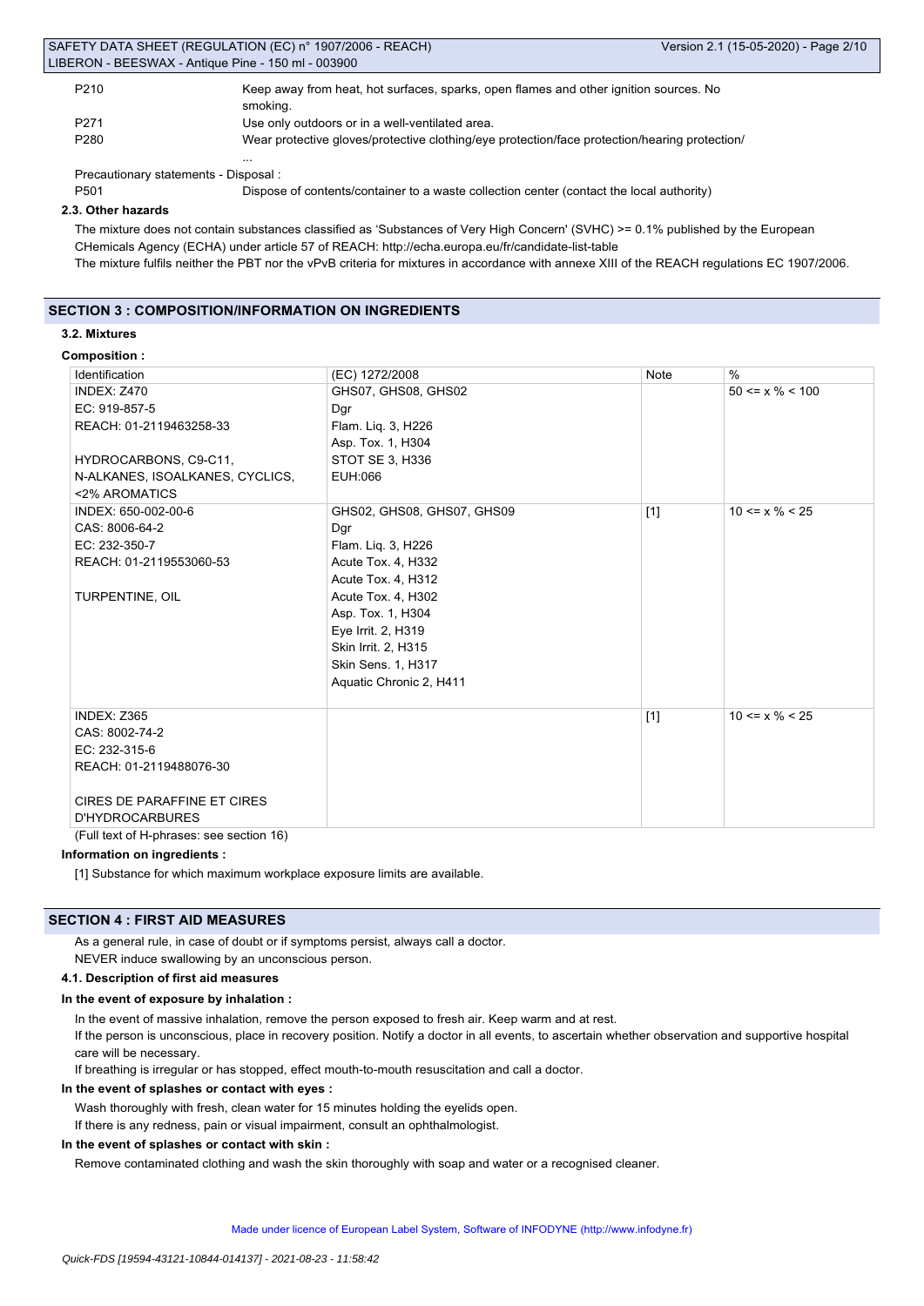| | |
|---|---|
| P210 | Keep away from heat, hot surfaces, sparks, open flames and other ignition sources. No smoking. |
| P271 | Use only outdoors or in a well-ventilated area. |
| P280 | Wear protective gloves/protective clothing/eye protection/face protection/hearing protection/ ... |

Precautionary statements - Disposal :

| | |
|---|---|
| P501 | Dispose of contents/container to a waste collection center (contact the local authority) |

### 2.3. Other hazards

The mixture does not contain substances classified as 'Substances of Very High Concern' (SVHC) >= 0.1% published by the European CHemicals Agency (ECHA) under article 57 of REACH: http://echa.europa.eu/fr/candidate-list-table

The mixture fulfils neither the PBT nor the vPvB criteria for mixtures in accordance with annexe XIII of the REACH regulations EC 1907/2006.

## SECTION 3 : COMPOSITION/INFORMATION ON INGREDIENTS

### 3.2. Mixtures

**Composition :**

| Identification | (EC) 1272/2008 | Note | % |
|---|---|---|---|
| INDEX: Z470<br>EC: 919-857-5<br>REACH: 01-2119463258-33<br><br>HYDROCARBONS, C9-C11, N-ALKANES, ISOALKANES, CYCLICS, <2% AROMATICS | GHS07, GHS08, GHS02<br>Dgr<br>Flam. Liq. 3, H226<br>Asp. Tox. 1, H304<br>STOT SE 3, H336<br>EUH:066 | | 50 <= x % < 100 |
| INDEX: 650-002-00-6<br>CAS: 8006-64-2<br>EC: 232-350-7<br>REACH: 01-2119553060-53<br><br>TURPENTINE, OIL | GHS02, GHS08, GHS07, GHS09<br>Dgr<br>Flam. Liq. 3, H226<br>Acute Tox. 4, H332<br>Acute Tox. 4, H312<br>Acute Tox. 4, H302<br>Asp. Tox. 1, H304<br>Eye Irrit. 2, H319<br>Skin Irrit. 2, H315<br>Skin Sens. 1, H317<br>Aquatic Chronic 2, H411 | [1] | 10 <= x % < 25 |
| INDEX: Z365<br>CAS: 8002-74-2<br>EC: 232-315-6<br>REACH: 01-2119488076-30<br><br>CIRES DE PARAFFINE ET CIRES D'HYDROCARBURES | | [1] | 10 <= x % < 25 |

(Full text of H-phrases: see section 16)

**Information on ingredients :**

[1] Substance for which maximum workplace exposure limits are available.

## SECTION 4 : FIRST AID MEASURES

As a general rule, in case of doubt or if symptoms persist, always call a doctor.

NEVER induce swallowing by an unconscious person.

### 4.1. Description of first aid measures

**In the event of exposure by inhalation :**

In the event of massive inhalation, remove the person exposed to fresh air. Keep warm and at rest.

If the person is unconscious, place in recovery position. Notify a doctor in all events, to ascertain whether observation and supportive hospital care will be necessary.

If breathing is irregular or has stopped, effect mouth-to-mouth resuscitation and call a doctor.

**In the event of splashes or contact with eyes :**

Wash thoroughly with fresh, clean water for 15 minutes holding the eyelids open.

If there is any redness, pain or visual impairment, consult an ophthalmologist.

**In the event of splashes or contact with skin :**

Remove contaminated clothing and wash the skin thoroughly with soap and water or a recognised cleaner.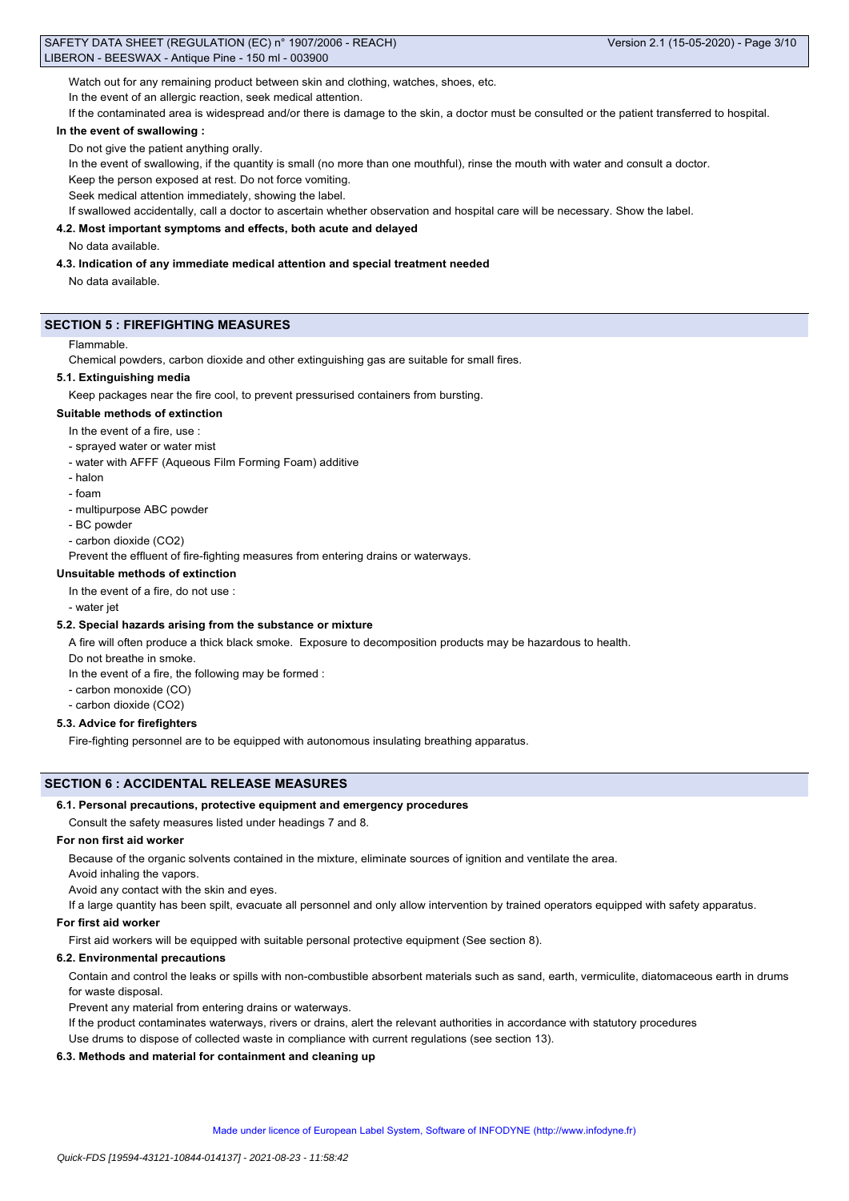Watch out for any remaining product between skin and clothing, watches, shoes, etc.

In the event of an allergic reaction, seek medical attention.

If the contaminated area is widespread and/or there is damage to the skin, a doctor must be consulted or the patient transferred to hospital.

**In the event of swallowing :**

Do not give the patient anything orally.

In the event of swallowing, if the quantity is small (no more than one mouthful), rinse the mouth with water and consult a doctor.

Keep the person exposed at rest. Do not force vomiting.

Seek medical attention immediately, showing the label.

If swallowed accidentally, call a doctor to ascertain whether observation and hospital care will be necessary. Show the label.

### 4.2. Most important symptoms and effects, both acute and delayed

No data available.

### 4.3. Indication of any immediate medical attention and special treatment needed

No data available.

## SECTION 5 : FIREFIGHTING MEASURES

Flammable.

Chemical powders, carbon dioxide and other extinguishing gas are suitable for small fires.

### 5.1. Extinguishing media

Keep packages near the fire cool, to prevent pressurised containers from bursting.

**Suitable methods of extinction**

In the event of a fire, use :

- sprayed water or water mist
- water with AFFF (Aqueous Film Forming Foam) additive
- halon
- foam
- multipurpose ABC powder
- BC powder
- carbon dioxide ($CO_2$)

Prevent the effluent of fire-fighting measures from entering drains or waterways.

**Unsuitable methods of extinction**

In the event of a fire, do not use :

- water jet

### 5.2. Special hazards arising from the substance or mixture

A fire will often produce a thick black smoke. Exposure to decomposition products may be hazardous to health.

Do not breathe in smoke.

In the event of a fire, the following may be formed :

- carbon monoxide (CO)
- carbon dioxide ($CO_2$)

### 5.3. Advice for firefighters

Fire-fighting personnel are to be equipped with autonomous insulating breathing apparatus.

## SECTION 6 : ACCIDENTAL RELEASE MEASURES

### 6.1. Personal precautions, protective equipment and emergency procedures

Consult the safety measures listed under headings 7 and 8.

**For non first aid worker**

Because of the organic solvents contained in the mixture, eliminate sources of ignition and ventilate the area.

Avoid inhaling the vapors.

Avoid any contact with the skin and eyes.

If a large quantity has been spilt, evacuate all personnel and only allow intervention by trained operators equipped with safety apparatus.

**For first aid worker**

First aid workers will be equipped with suitable personal protective equipment (See section 8).

### 6.2. Environmental precautions

Contain and control the leaks or spills with non-combustible absorbent materials such as sand, earth, vermiculite, diatomaceous earth in drums for waste disposal.

Prevent any material from entering drains or waterways.

If the product contaminates waterways, rivers or drains, alert the relevant authorities in accordance with statutory procedures

Use drums to dispose of collected waste in compliance with current regulations (see section 13).

### 6.3. Methods and material for containment and cleaning up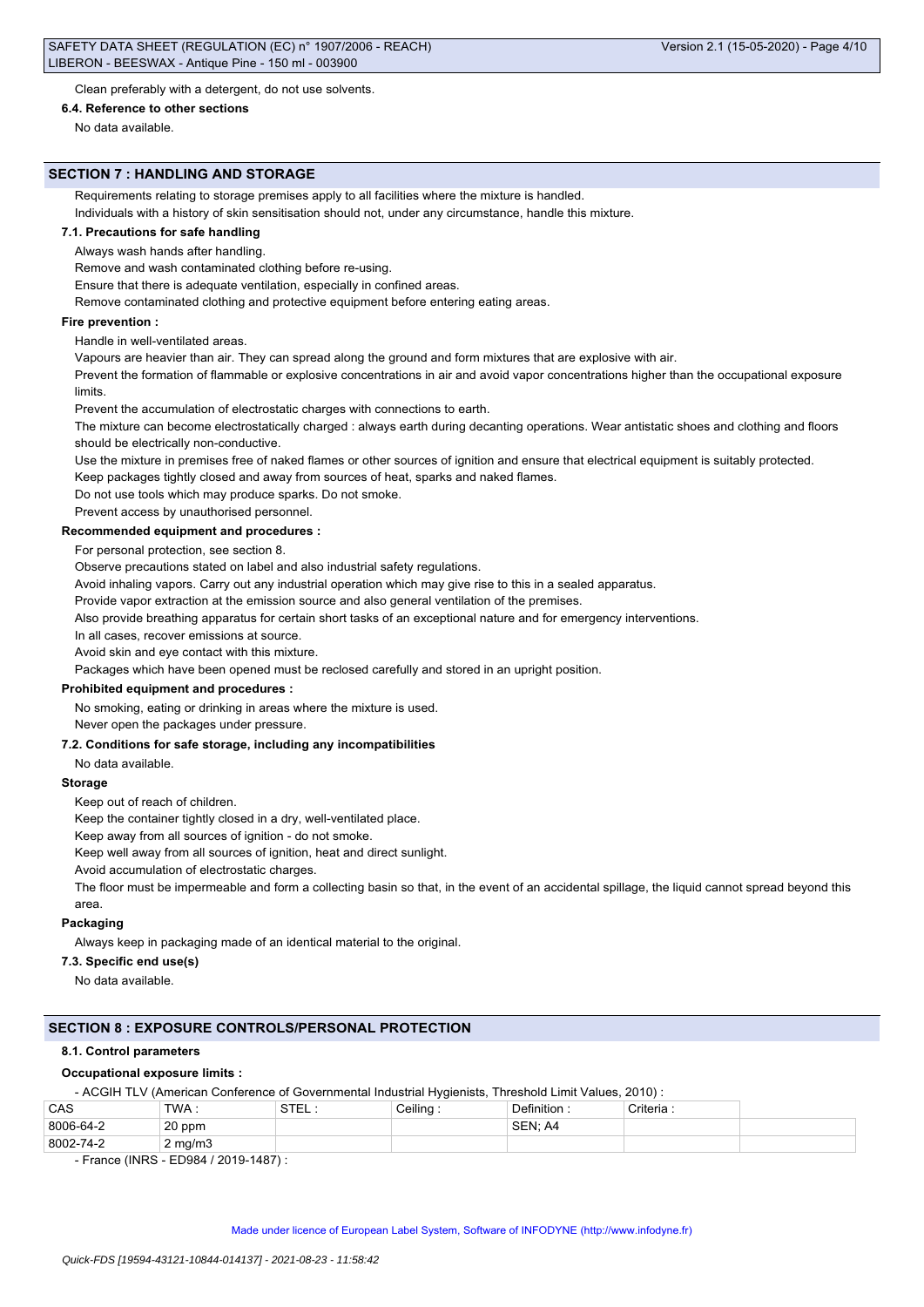Clean preferably with a detergent, do not use solvents.

**6.4. Reference to other sections**

No data available.

## SECTION 7 : HANDLING AND STORAGE

Requirements relating to storage premises apply to all facilities where the mixture is handled.

Individuals with a history of skin sensitisation should not, under any circumstance, handle this mixture.

**7.1. Precautions for safe handling**

Always wash hands after handling.

Remove and wash contaminated clothing before re-using.

Ensure that there is adequate ventilation, especially in confined areas.

Remove contaminated clothing and protective equipment before entering eating areas.

**Fire prevention :**

Handle in well-ventilated areas.

Vapours are heavier than air. They can spread along the ground and form mixtures that are explosive with air.

Prevent the formation of flammable or explosive concentrations in air and avoid vapor concentrations higher than the occupational exposure limits.

Prevent the accumulation of electrostatic charges with connections to earth.

The mixture can become electrostatically charged : always earth during decanting operations. Wear antistatic shoes and clothing and floors should be electrically non-conductive.

Use the mixture in premises free of naked flames or other sources of ignition and ensure that electrical equipment is suitably protected.

Keep packages tightly closed and away from sources of heat, sparks and naked flames.

Do not use tools which may produce sparks. Do not smoke.

Prevent access by unauthorised personnel.

**Recommended equipment and procedures :**

For personal protection, see section 8.

Observe precautions stated on label and also industrial safety regulations.

Avoid inhaling vapors. Carry out any industrial operation which may give rise to this in a sealed apparatus.

Provide vapor extraction at the emission source and also general ventilation of the premises.

Also provide breathing apparatus for certain short tasks of an exceptional nature and for emergency interventions.

In all cases, recover emissions at source.

Avoid skin and eye contact with this mixture.

Packages which have been opened must be reclosed carefully and stored in an upright position.

**Prohibited equipment and procedures :**

No smoking, eating or drinking in areas where the mixture is used.

Never open the packages under pressure.

**7.2. Conditions for safe storage, including any incompatibilities**

No data available.

**Storage**

Keep out of reach of children.

Keep the container tightly closed in a dry, well-ventilated place.

Keep away from all sources of ignition - do not smoke.

Keep well away from all sources of ignition, heat and direct sunlight.

Avoid accumulation of electrostatic charges.

The floor must be impermeable and form a collecting basin so that, in the event of an accidental spillage, the liquid cannot spread beyond this area.

**Packaging**

Always keep in packaging made of an identical material to the original.

**7.3. Specific end use(s)**

No data available.

## SECTION 8 : EXPOSURE CONTROLS/PERSONAL PROTECTION

**8.1. Control parameters**

**Occupational exposure limits :**

- ACGIH TLV (American Conference of Governmental Industrial Hygienists, Threshold Limit Values, 2010) :

| CAS | TWA : | STEL : | Ceiling : | Definition : | Criteria : | |
|---|---|---|---|---|---|---|
| 8006-64-2 | 20 ppm | | | SEN; A4 | | |
| 8002-74-2 | 2 mg/m3 | | | | | |

- France (INRS - ED984 / 2019-1487) :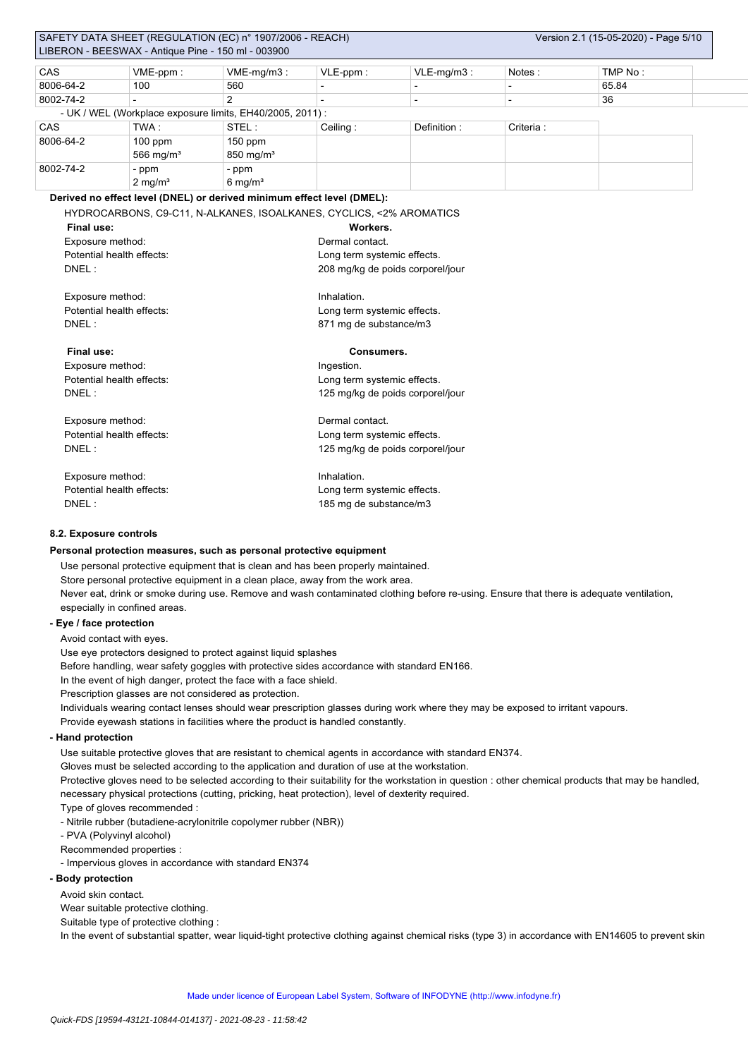| CAS | VME-ppm : | VME-mg/m3 : | VLE-ppm : | VLE-mg/m3 : | Notes : | TMP No : |
|---|---|---|---|---|---|---|
| 8006-64-2 | 100 | 560 | - | - | - | 65.84 |
| 8002-74-2 | - | 2 | - | - | - | 36 |

- UK / WEL (Workplace exposure limits, EH40/2005, 2011) :

| CAS | TWA : | STEL : | Ceiling : | Definition : | Criteria : |
|---|---|---|---|---|---|
| 8006-64-2 | 100 ppm<br>566 mg/m³ | 150 ppm<br>850 mg/m³ | | | |
| 8002-74-2 | - ppm<br>2 mg/m³ | - ppm<br>6 mg/m³ | | | |

**Derived no effect level (DNEL) or derived minimum effect level (DMEL):**

HYDROCARBONS, C9-C11, N-ALKANES, ISOALKANES, CYCLICS, <2% AROMATICS

**Final use:** **Workers.**

Exposure method: Dermal contact.
Potential health effects: Long term systemic effects.
DNEL : 208 mg/kg de poids corporel/jour

Exposure method: Inhalation.
Potential health effects: Long term systemic effects.
DNEL : 871 mg de substance/m3

**Final use:** **Consumers.**

Exposure method: Ingestion.
Potential health effects: Long term systemic effects.
DNEL : 125 mg/kg de poids corporel/jour

Exposure method: Dermal contact.
Potential health effects: Long term systemic effects.
DNEL : 125 mg/kg de poids corporel/jour

Exposure method: Inhalation.
Potential health effects: Long term systemic effects.
DNEL : 185 mg de substance/m3

**8.2. Exposure controls**

**Personal protection measures, such as personal protective equipment**

Use personal protective equipment that is clean and has been properly maintained.
Store personal protective equipment in a clean place, away from the work area.
Never eat, drink or smoke during use. Remove and wash contaminated clothing before re-using. Ensure that there is adequate ventilation, especially in confined areas.

**- Eye / face protection**

Avoid contact with eyes.
Use eye protectors designed to protect against liquid splashes
Before handling, wear safety goggles with protective sides accordance with standard EN166.
In the event of high danger, protect the face with a face shield.
Prescription glasses are not considered as protection.
Individuals wearing contact lenses should wear prescription glasses during work where they may be exposed to irritant vapours.
Provide eyewash stations in facilities where the product is handled constantly.

**- Hand protection**

Use suitable protective gloves that are resistant to chemical agents in accordance with standard EN374.
Gloves must be selected according to the application and duration of use at the workstation.
Protective gloves need to be selected according to their suitability for the workstation in question : other chemical products that may be handled, necessary physical protections (cutting, pricking, heat protection), level of dexterity required.
Type of gloves recommended :
- Nitrile rubber (butadiene-acrylonitrile copolymer rubber (NBR))
- PVA (Polyvinyl alcohol)

Recommended properties :
- Impervious gloves in accordance with standard EN374

**- Body protection**

Avoid skin contact.
Wear suitable protective clothing.
Suitable type of protective clothing :
In the event of substantial spatter, wear liquid-tight protective clothing against chemical risks (type 3) in accordance with EN14605 to prevent skin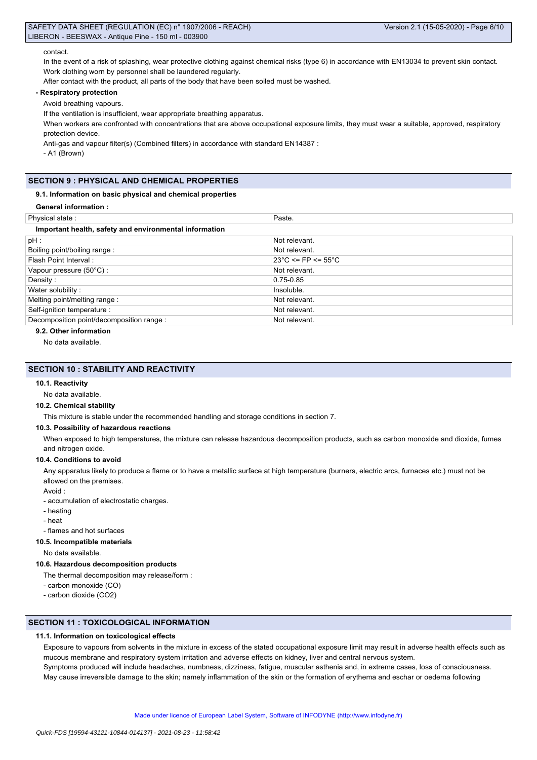contact.

In the event of a risk of splashing, wear protective clothing against chemical risks (type 6) in accordance with EN13034 to prevent skin contact.

Work clothing worn by personnel shall be laundered regularly.

After contact with the product, all parts of the body that have been soiled must be washed.

**- Respiratory protection**

Avoid breathing vapours.

If the ventilation is insufficient, wear appropriate breathing apparatus.

When workers are confronted with concentrations that are above occupational exposure limits, they must wear a suitable, approved, respiratory protection device.

Anti-gas and vapour filter(s) (Combined filters) in accordance with standard EN14387 :

- A1 (Brown)

## SECTION 9 : PHYSICAL AND CHEMICAL PROPERTIES

### 9.1. Information on basic physical and chemical properties

**General information :**

| Physical state : | Paste. |
|---|---|

**Important health, safety and environmental information**

| pH : | Not relevant. |
|---|---|
| Boiling point/boiling range : | Not relevant. |
| Flash Point Interval : | 23°C <= FP <= 55°C |
| Vapour pressure (50°C) : | Not relevant. |
| Density : | 0.75-0.85 |
| Water solubility : | Insoluble. |
| Melting point/melting range : | Not relevant. |
| Self-ignition temperature : | Not relevant. |
| Decomposition point/decomposition range : | Not relevant. |

### 9.2. Other information

No data available.

## SECTION 10 : STABILITY AND REACTIVITY

### 10.1. Reactivity

No data available.

### 10.2. Chemical stability

This mixture is stable under the recommended handling and storage conditions in section 7.

### 10.3. Possibility of hazardous reactions

When exposed to high temperatures, the mixture can release hazardous decomposition products, such as carbon monoxide and dioxide, fumes and nitrogen oxide.

### 10.4. Conditions to avoid

Any apparatus likely to produce a flame or to have a metallic surface at high temperature (burners, electric arcs, furnaces etc.) must not be allowed on the premises.

Avoid :

- accumulation of electrostatic charges.
- heating
- heat
- flames and hot surfaces

### 10.5. Incompatible materials

No data available.

### 10.6. Hazardous decomposition products

The thermal decomposition may release/form :

- carbon monoxide (CO)
- carbon dioxide ($CO_2$)

## SECTION 11 : TOXICOLOGICAL INFORMATION

### 11.1. Information on toxicological effects

Exposure to vapours from solvents in the mixture in excess of the stated occupational exposure limit may result in adverse health effects such as mucous membrane and respiratory system irritation and adverse effects on kidney, liver and central nervous system.

Symptoms produced will include headaches, numbness, dizziness, fatigue, muscular asthenia and, in extreme cases, loss of consciousness.

May cause irreversible damage to the skin; namely inflammation of the skin or the formation of erythema and eschar or oedema following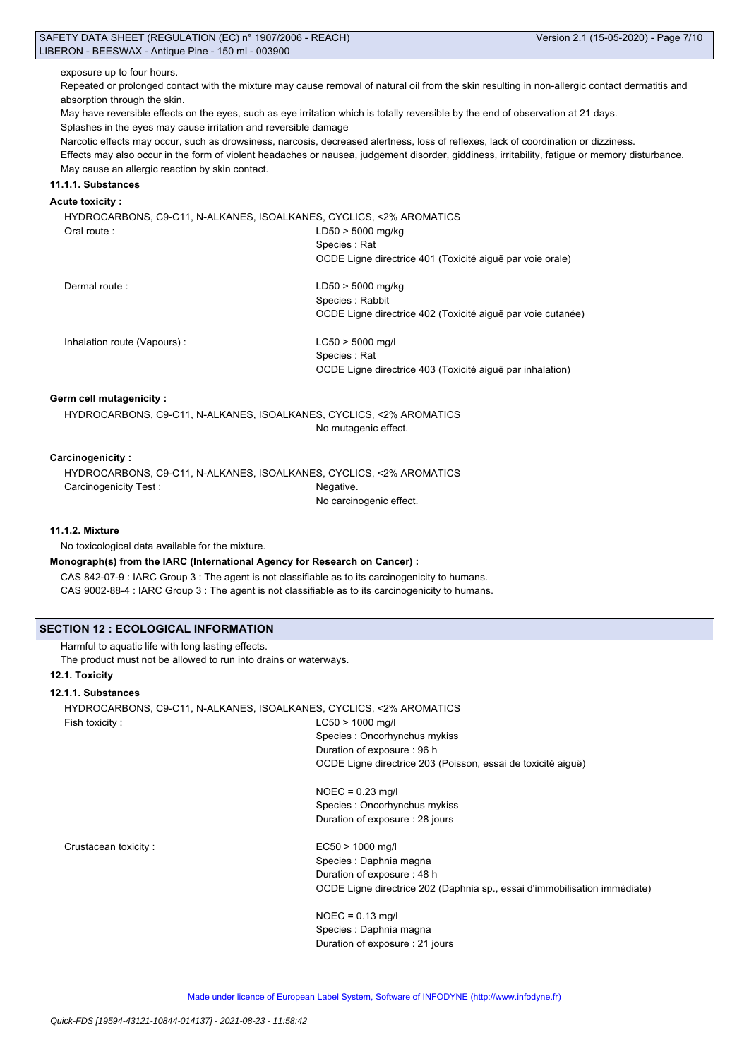exposure up to four hours.

Repeated or prolonged contact with the mixture may cause removal of natural oil from the skin resulting in non-allergic contact dermatitis and absorption through the skin.

May have reversible effects on the eyes, such as eye irritation which is totally reversible by the end of observation at 21 days.

Splashes in the eyes may cause irritation and reversible damage

Narcotic effects may occur, such as drowsiness, narcosis, decreased alertness, loss of reflexes, lack of coordination or dizziness.

Effects may also occur in the form of violent headaches or nausea, judgement disorder, giddiness, irritability, fatigue or memory disturbance.

May cause an allergic reaction by skin contact.

#### 11.1.1. Substances

**Acute toxicity :**

HYDROCARBONS, C9-C11, N-ALKANES, ISOALKANES, CYCLICS, <2% AROMATICS

| | |
|---|---|
| Oral route : | LD50 > 5000 mg/kg<br>Species : Rat<br>OCDE Ligne directrice 401 (Toxicité aiguë par voie orale) |
| Dermal route : | LD50 > 5000 mg/kg<br>Species : Rabbit<br>OCDE Ligne directrice 402 (Toxicité aiguë par voie cutanée) |
| Inhalation route (Vapours) : | LC50 > 5000 mg/l<br>Species : Rat<br>OCDE Ligne directrice 403 (Toxicité aiguë par inhalation) |

**Germ cell mutagenicity :**

HYDROCARBONS, C9-C11, N-ALKANES, ISOALKANES, CYCLICS, <2% AROMATICS

No mutagenic effect.

**Carcinogenicity :**

HYDROCARBONS, C9-C11, N-ALKANES, ISOALKANES, CYCLICS, <2% AROMATICS

| | |
|---|---|
| Carcinogenicity Test : | Negative.<br>No carcinogenic effect. |

#### 11.1.2. Mixture

No toxicological data available for the mixture.

**Monograph(s) from the IARC (International Agency for Research on Cancer) :**

CAS 842-07-9 : IARC Group 3 : The agent is not classifiable as to its carcinogenicity to humans.

CAS 9002-88-4 : IARC Group 3 : The agent is not classifiable as to its carcinogenicity to humans.

## SECTION 12 : ECOLOGICAL INFORMATION

Harmful to aquatic life with long lasting effects.

The product must not be allowed to run into drains or waterways.

### 12.1. Toxicity

#### 12.1.1. Substances

HYDROCARBONS, C9-C11, N-ALKANES, ISOALKANES, CYCLICS, <2% AROMATICS

| | |
|---|---|
| Fish toxicity : | LC50 > 1000 mg/l<br>Species : Oncorhynchus mykiss<br>Duration of exposure : 96 h<br>OCDE Ligne directrice 203 (Poisson, essai de toxicité aiguë) |
| | NOEC = 0.23 mg/l<br>Species : Oncorhynchus mykiss<br>Duration of exposure : 28 jours |
| Crustacean toxicity : | EC50 > 1000 mg/l<br>Species : Daphnia magna<br>Duration of exposure : 48 h<br>OCDE Ligne directrice 202 (Daphnia sp., essai d'immobilisation immédiate) |
| | NOEC = 0.13 mg/l<br>Species : Daphnia magna<br>Duration of exposure : 21 jours |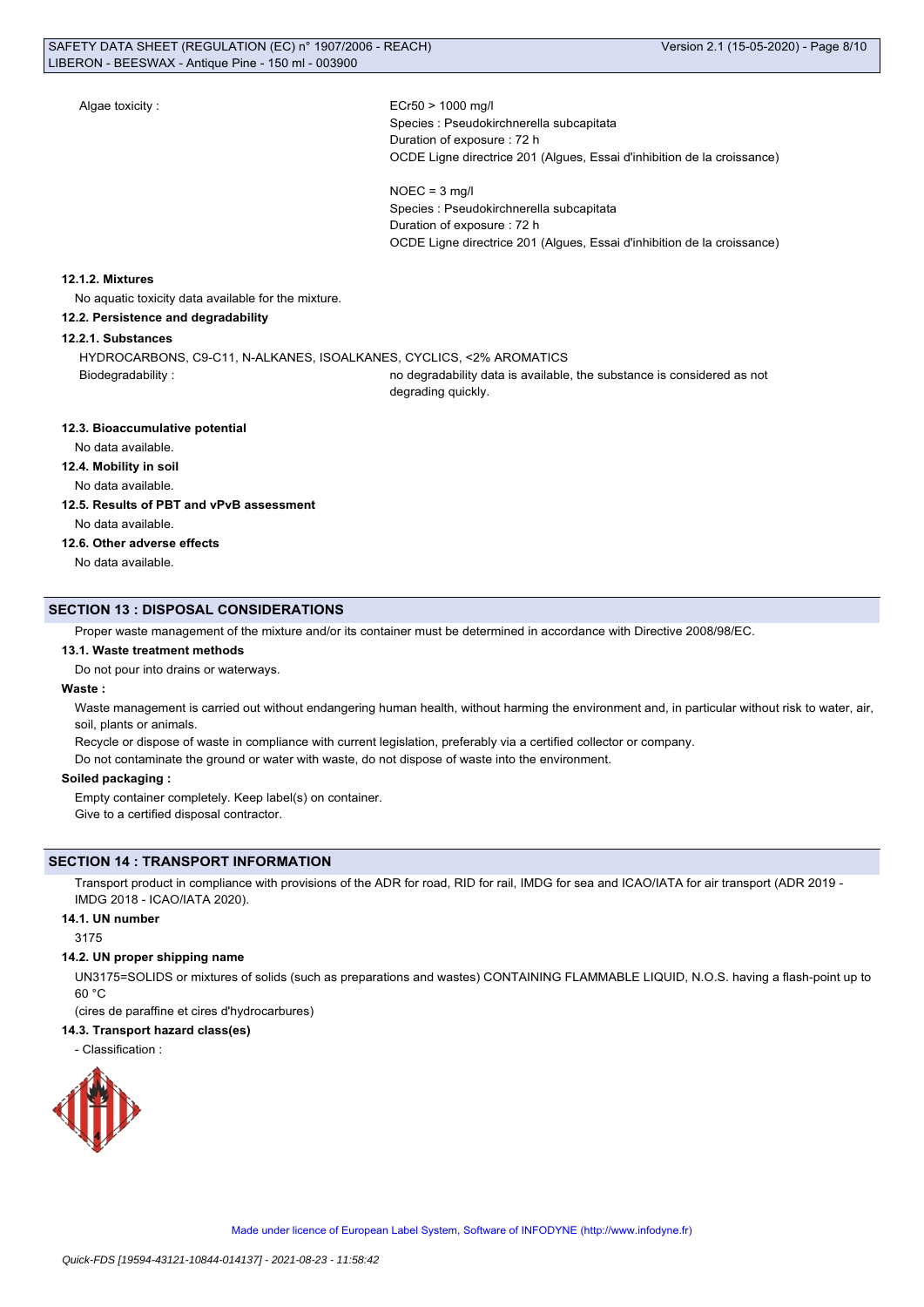Algae toxicity :

ECr50 > 1000 mg/l
Species : Pseudokirchnerella subcapitata
Duration of exposure : 72 h
OCDE Ligne directrice 201 (Algues, Essai d'inhibition de la croissance)

NOEC = 3 mg/l
Species : Pseudokirchnerella subcapitata
Duration of exposure : 72 h
OCDE Ligne directrice 201 (Algues, Essai d'inhibition de la croissance)

#### 12.1.2. Mixtures

No aquatic toxicity data available for the mixture.

### 12.2. Persistence and degradability

#### 12.2.1. Substances

HYDROCARBONS, C9-C11, N-ALKANES, ISOALKANES, CYCLICS, <2% AROMATICS

Biodegradability : no degradability data is available, the substance is considered as not degrading quickly.

### 12.3. Bioaccumulative potential

No data available.

### 12.4. Mobility in soil

No data available.

### 12.5. Results of PBT and vPvB assessment

No data available.

### 12.6. Other adverse effects

No data available.

## SECTION 13 : DISPOSAL CONSIDERATIONS

Proper waste management of the mixture and/or its container must be determined in accordance with Directive 2008/98/EC.

### 13.1. Waste treatment methods

Do not pour into drains or waterways.

**Waste :**

Waste management is carried out without endangering human health, without harming the environment and, in particular without risk to water, air, soil, plants or animals.

Recycle or dispose of waste in compliance with current legislation, preferably via a certified collector or company.

Do not contaminate the ground or water with waste, do not dispose of waste into the environment.

**Soiled packaging :**

Empty container completely. Keep label(s) on container.

Give to a certified disposal contractor.

## SECTION 14 : TRANSPORT INFORMATION

Transport product in compliance with provisions of the ADR for road, RID for rail, IMDG for sea and ICAO/IATA for air transport (ADR 2019 - IMDG 2018 - ICAO/IATA 2020).

### 14.1. UN number

3175

### 14.2. UN proper shipping name

UN3175=SOLIDS or mixtures of solids (such as preparations and wastes) CONTAINING FLAMMABLE LIQUID, N.O.S. having a flash-point up to 60 °C

(cires de paraffine et cires d'hydrocarbures)

### 14.3. Transport hazard class(es)

- Classification :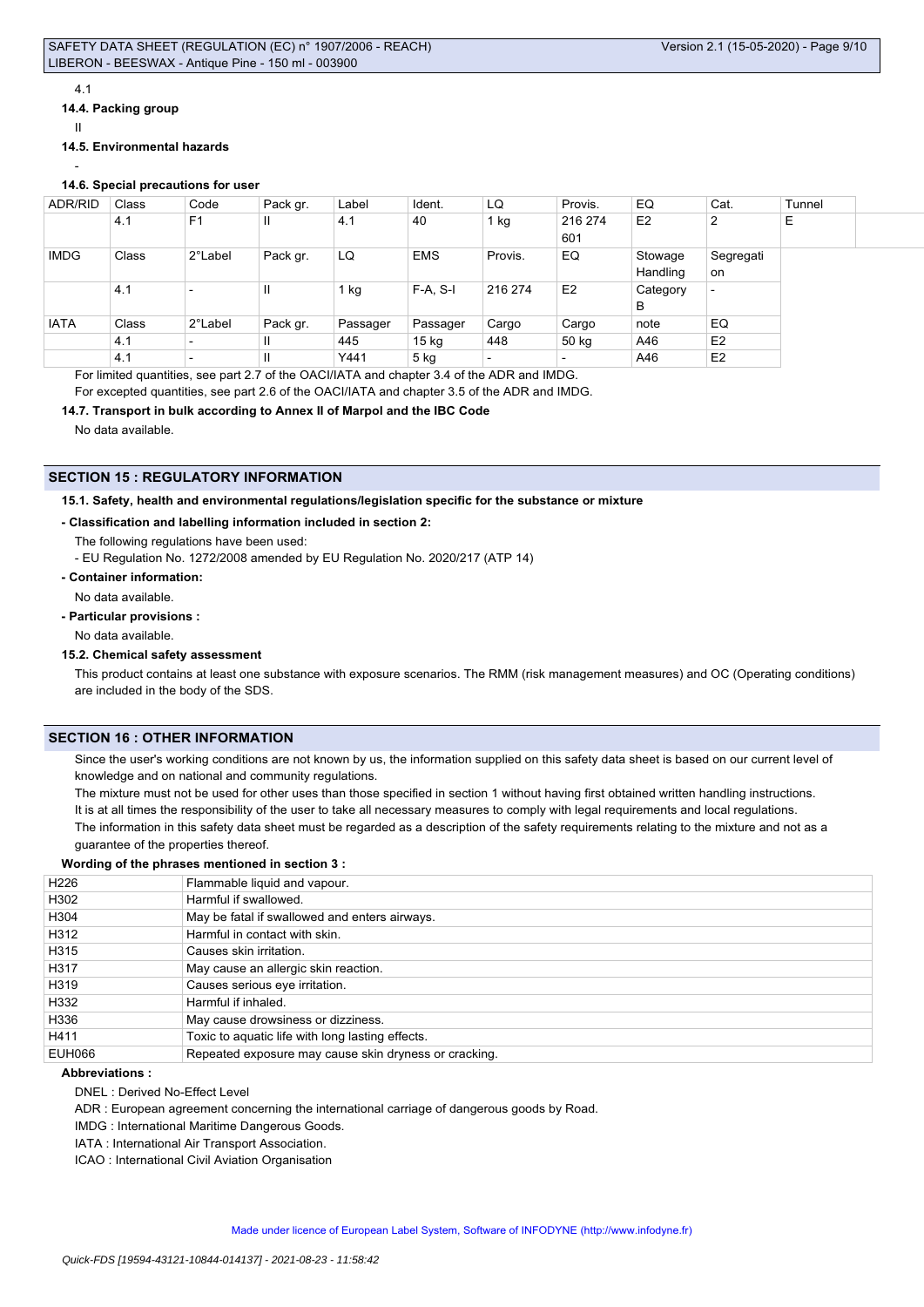4.1

**14.4. Packing group**

II

**14.5. Environmental hazards**

-

**14.6. Special precautions for user**

| ADR/RID | Class | Code | Pack gr. | Label | Ident. | LQ | Provis. | EQ | Cat. | Tunnel |
|---|---|---|---|---|---|---|---|---|---|---|
| | 4.1 | F1 | II | 4.1 | 40 | 1 kg | 216 274 601 | E2 | 2 | E |

| IMDG | Class | 2°Label | Pack gr. | LQ | EMS | Provis. | EQ | Stowage Handling | Segregation |
|---|---|---|---|---|---|---|---|---|---|
| | 4.1 | - | II | 1 kg | F-A, S-I | 216 274 | E2 | Category B | - |

| IATA | Class | 2°Label | Pack gr. | Passager | Passager | Cargo | Cargo | note | EQ |
|---|---|---|---|---|---|---|---|---|---|
| | 4.1 | - | II | 445 | 15 kg | 448 | 50 kg | A46 | E2 |
| | 4.1 | - | II | Y441 | 5 kg | - | - | A46 | E2 |

For limited quantities, see part 2.7 of the OACI/IATA and chapter 3.4 of the ADR and IMDG.

For excepted quantities, see part 2.6 of the OACI/IATA and chapter 3.5 of the ADR and IMDG.

**14.7. Transport in bulk according to Annex II of Marpol and the IBC Code**

No data available.

## SECTION 15 : REGULATORY INFORMATION

**15.1. Safety, health and environmental regulations/legislation specific for the substance or mixture**

**- Classification and labelling information included in section 2:**

The following regulations have been used:

- EU Regulation No. 1272/2008 amended by EU Regulation No. 2020/217 (ATP 14)

**- Container information:**

No data available.

**- Particular provisions :**

No data available.

**15.2. Chemical safety assessment**

This product contains at least one substance with exposure scenarios. The RMM (risk management measures) and OC (Operating conditions) are included in the body of the SDS.

## SECTION 16 : OTHER INFORMATION

Since the user's working conditions are not known by us, the information supplied on this safety data sheet is based on our current level of knowledge and on national and community regulations.

The mixture must not be used for other uses than those specified in section 1 without having first obtained written handling instructions.

It is at all times the responsibility of the user to take all necessary measures to comply with legal requirements and local regulations.

The information in this safety data sheet must be regarded as a description of the safety requirements relating to the mixture and not as a guarantee of the properties thereof.

**Wording of the phrases mentioned in section 3 :**

| | |
|---|---|
| H226 | Flammable liquid and vapour. |
| H302 | Harmful if swallowed. |
| H304 | May be fatal if swallowed and enters airways. |
| H312 | Harmful in contact with skin. |
| H315 | Causes skin irritation. |
| H317 | May cause an allergic skin reaction. |
| H319 | Causes serious eye irritation. |
| H332 | Harmful if inhaled. |
| H336 | May cause drowsiness or dizziness. |
| H411 | Toxic to aquatic life with long lasting effects. |
| EUH066 | Repeated exposure may cause skin dryness or cracking. |

**Abbreviations :**

DNEL : Derived No-Effect Level

ADR : European agreement concerning the international carriage of dangerous goods by Road.

IMDG : International Maritime Dangerous Goods.

IATA : International Air Transport Association.

ICAO : International Civil Aviation Organisation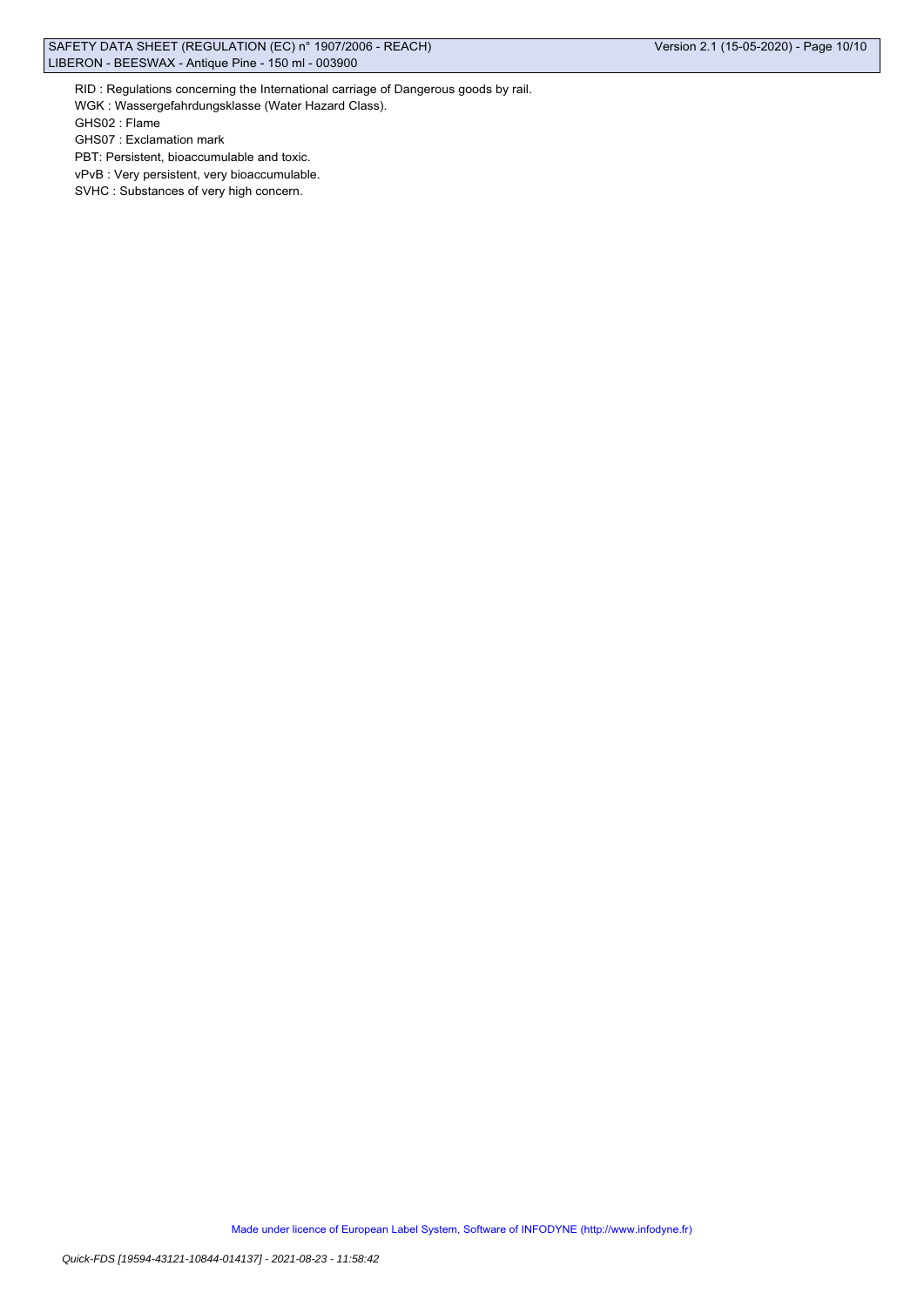RID : Regulations concerning the International carriage of Dangerous goods by rail.

WGK : Wassergefahrdungsklasse (Water Hazard Class).

GHS02 : Flame

GHS07 : Exclamation mark

PBT: Persistent, bioaccumulable and toxic.

vPvB : Very persistent, very bioaccumulable.

SVHC : Substances of very high concern.

Made under licence of European Label System, Software of INFODYNE (http://www.infodyne.fr)

*Quick-FDS [19594-43121-10844-014137] - 2021-08-23 - 11:58:42*